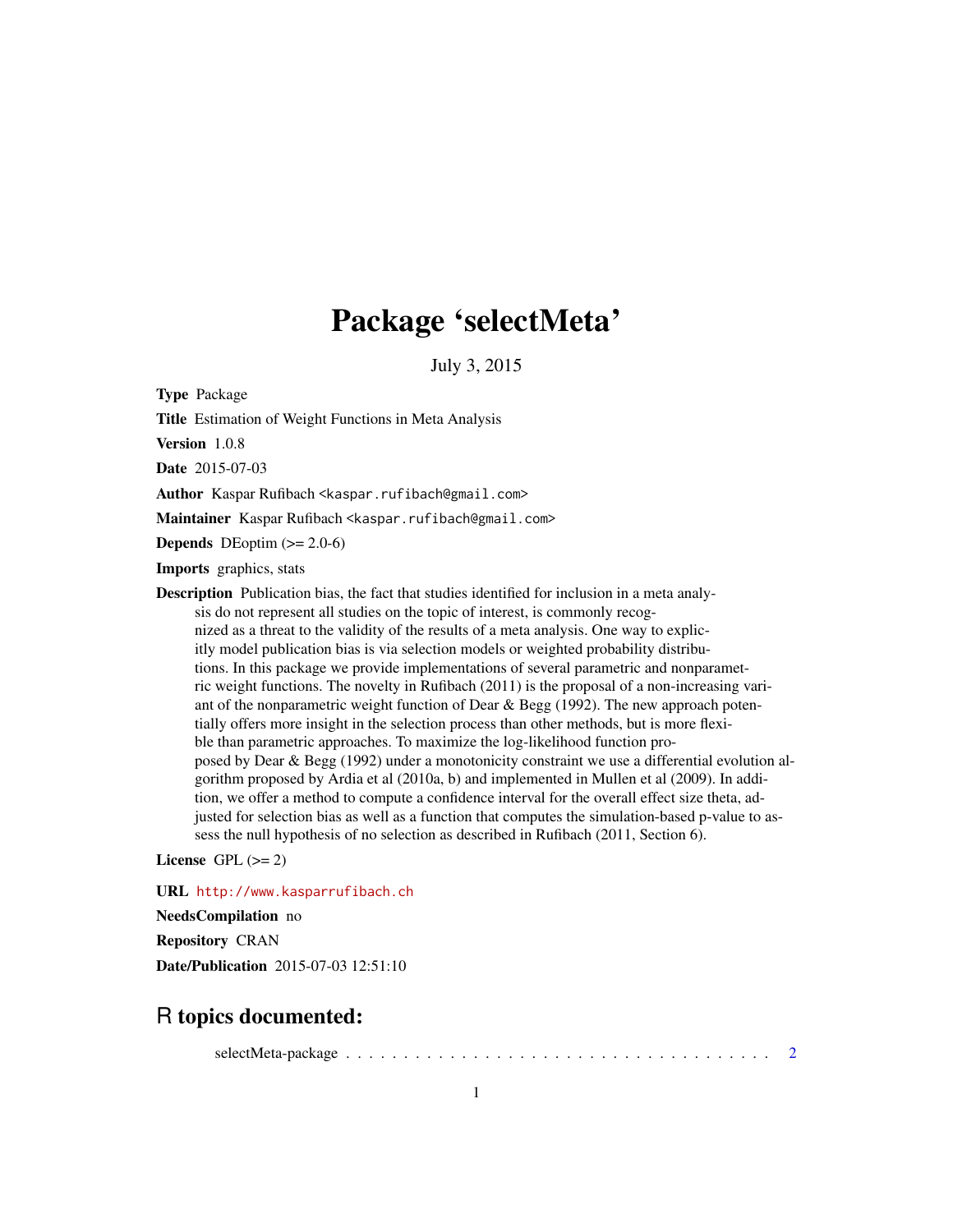# Package 'selectMeta'

July 3, 2015

**Type** Package

**Title** Estimation of Weight Functions in Meta Analysis

**Version** 1.0.8

**Date** 2015-07-03

**Author** Kaspar Rufibach <kaspar.rufibach@gmail.com>

**Maintainer** Kaspar Rufibach <kaspar.rufibach@gmail.com>

**Depends** DEoptim (>= 2.0-6)

**Imports** graphics, stats

**Description** Publication bias, the fact that studies identified for inclusion in a meta analysis do not represent all studies on the topic of interest, is commonly recognized as a threat to the validity of the results of a meta analysis. One way to explicitly model publication bias is via selection models or weighted probability distributions. In this package we provide implementations of several parametric and nonparametric weight functions. The novelty in Rufibach (2011) is the proposal of a non-increasing variant of the nonparametric weight function of Dear & Begg (1992). The new approach potentially offers more insight in the selection process than other methods, but is more flexible than parametric approaches. To maximize the log-likelihood function proposed by Dear & Begg (1992) under a monotonicity constraint we use a differential evolution algorithm proposed by Ardia et al (2010a, b) and implemented in Mullen et al (2009). In addition, we offer a method to compute a confidence interval for the overall effect size theta, adjusted for selection bias as well as a function that computes the simulation-based p-value to assess the null hypothesis of no selection as described in Rufibach (2011, Section 6).

**License** GPL (>= 2)

**URL** http://www.kasparrufibach.ch

**NeedsCompilation** no

**Repository** CRAN

**Date/Publication** 2015-07-03 12:51:10

## R topics documented:

selectMeta-package . . . . . . . . . . . . . . . . . . . . . . . . . . . . . . . . . . . . . 2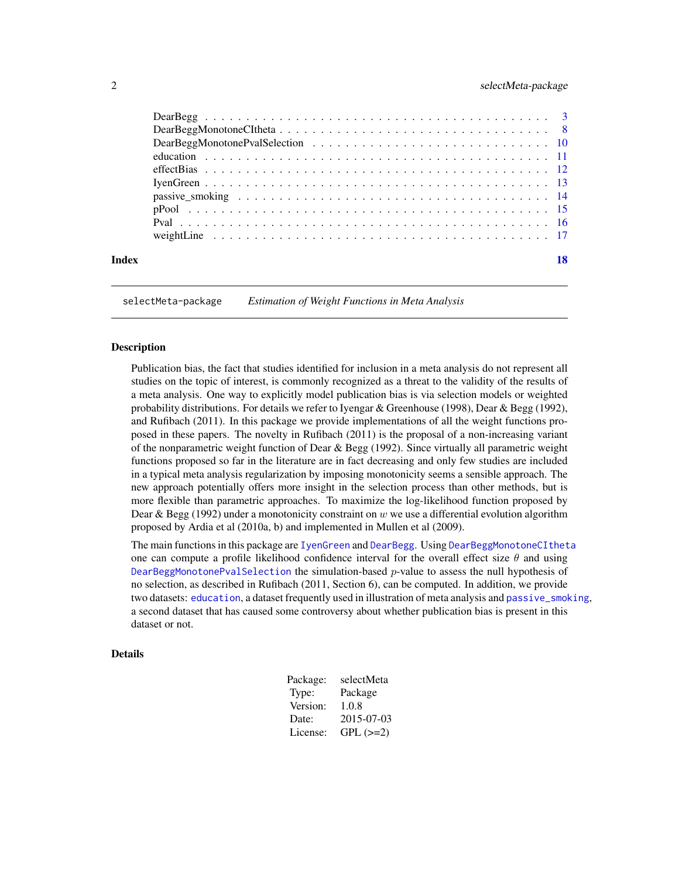| | |
|---|---|
| DearBegg | 3 |
| DearBeggMonotoneCItheta | 8 |
| DearBeggMonotonePvalSelection | 10 |
| education | 11 |
| effectBias | 12 |
| IyenGreen | 13 |
| passive_smoking | 14 |
| pPool | 15 |
| Pval | 16 |
| weightLine | 17 |

**Index** **18**

---

selectMeta-package *Estimation of Weight Functions in Meta Analysis*

---

### Description

Publication bias, the fact that studies identified for inclusion in a meta analysis do not represent all studies on the topic of interest, is commonly recognized as a threat to the validity of the results of a meta analysis. One way to explicitly model publication bias is via selection models or weighted probability distributions. For details we refer to Iyengar & Greenhouse (1998), Dear & Begg (1992), and Rufibach (2011). In this package we provide implementations of all the weight functions proposed in these papers. The novelty in Rufibach (2011) is the proposal of a non-increasing variant of the nonparametric weight function of Dear & Begg (1992). Since virtually all parametric weight functions proposed so far in the literature are in fact decreasing and only few studies are included in a typical meta analysis regularization by imposing monotonicity seems a sensible approach. The new approach potentially offers more insight in the selection process than other methods, but is more flexible than parametric approaches. To maximize the log-likelihood function proposed by Dear & Begg (1992) under a monotonicity constraint on $w$ we use a differential evolution algorithm proposed by Ardia et al (2010a, b) and implemented in Mullen et al (2009).

The main functions in this package are `IyenGreen` and `DearBegg`. Using `DearBeggMonotoneCItheta` one can compute a profile likelihood confidence interval for the overall effect size $\theta$ and using `DearBeggMonotonePvalSelection` the simulation-based $p$-value to assess the null hypothesis of no selection, as described in Rufibach (2011, Section 6), can be computed. In addition, we provide two datasets: `education`, a dataset frequently used in illustration of meta analysis and `passive_smoking`, a second dataset that has caused some controversy about whether publication bias is present in this dataset or not.

### Details

| | |
|---|---|
| Package: | selectMeta |
| Type: | Package |
| Version: | 1.0.8 |
| Date: | 2015-07-03 |
| License: | GPL (>=2) |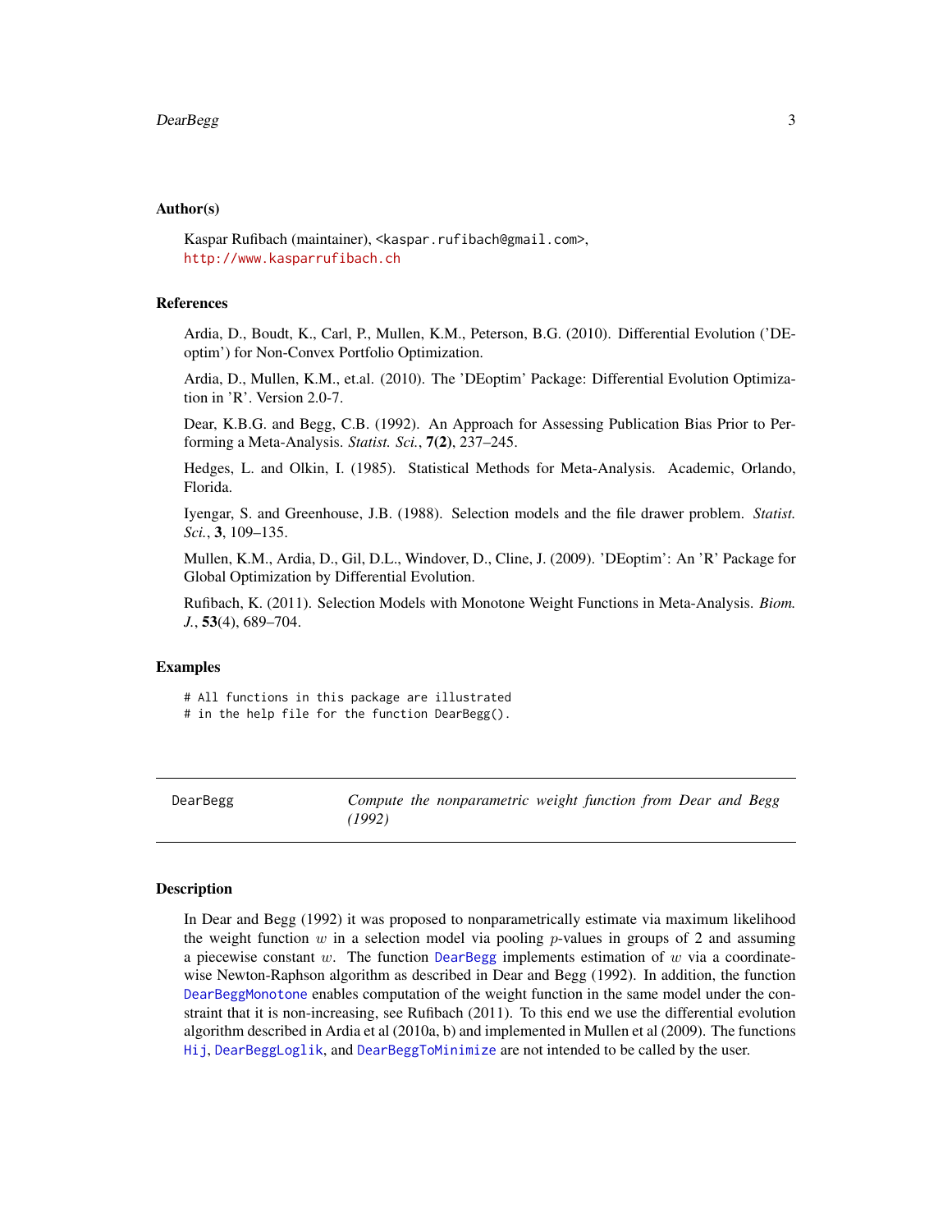### Author(s)

Kaspar Rufibach (maintainer), <kaspar.rufibach@gmail.com>,
http://www.kasparrufibach.ch

### References

Ardia, D., Boudt, K., Carl, P., Mullen, K.M., Peterson, B.G. (2010). Differential Evolution ('DEoptim') for Non-Convex Portfolio Optimization.

Ardia, D., Mullen, K.M., et.al. (2010). The 'DEoptim' Package: Differential Evolution Optimization in 'R'. Version 2.0-7.

Dear, K.B.G. and Begg, C.B. (1992). An Approach for Assessing Publication Bias Prior to Performing a Meta-Analysis. *Statist. Sci.*, **7(2)**, 237–245.

Hedges, L. and Olkin, I. (1985). Statistical Methods for Meta-Analysis. Academic, Orlando, Florida.

Iyengar, S. and Greenhouse, J.B. (1988). Selection models and the file drawer problem. *Statist. Sci.*, **3**, 109–135.

Mullen, K.M., Ardia, D., Gil, D.L., Windover, D., Cline, J. (2009). 'DEoptim': An 'R' Package for Global Optimization by Differential Evolution.

Rufibach, K. (2011). Selection Models with Monotone Weight Functions in Meta-Analysis. *Biom. J.*, **53**(4), 689–704.

### Examples

```
# All functions in this package are illustrated
# in the help file for the function DearBegg().
```

---

## DearBegg — *Compute the nonparametric weight function from Dear and Begg (1992)*

---

### Description

In Dear and Begg (1992) it was proposed to nonparametrically estimate via maximum likelihood the weight function $w$ in a selection model via pooling $p$-values in groups of 2 and assuming a piecewise constant $w$. The function DearBegg implements estimation of $w$ via a coordinate-wise Newton-Raphson algorithm as described in Dear and Begg (1992). In addition, the function DearBeggMonotone enables computation of the weight function in the same model under the constraint that it is non-increasing, see Rufibach (2011). To this end we use the differential evolution algorithm described in Ardia et al (2010a, b) and implemented in Mullen et al (2009). The functions Hij, DearBeggLoglik, and DearBeggToMinimize are not intended to be called by the user.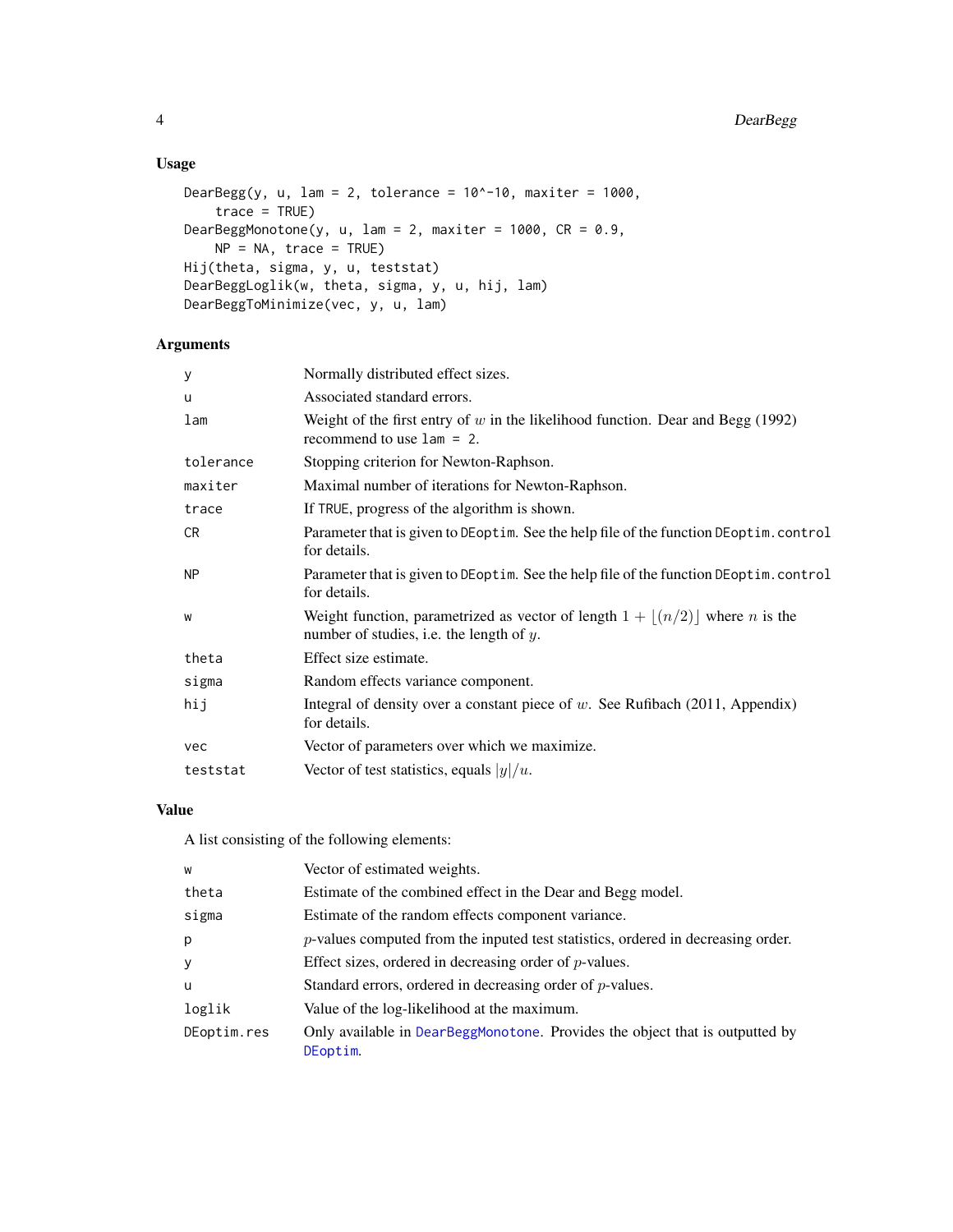## Usage

```
DearBegg(y, u, lam = 2, tolerance = 10^-10, maxiter = 1000,
    trace = TRUE)
DearBeggMonotone(y, u, lam = 2, maxiter = 1000, CR = 0.9,
    NP = NA, trace = TRUE)
Hij(theta, sigma, y, u, teststat)
DearBeggLoglik(w, theta, sigma, y, u, hij, lam)
DearBeggToMinimize(vec, y, u, lam)
```

## Arguments

| | |
|---|---|
| `y` | Normally distributed effect sizes. |
| `u` | Associated standard errors. |
| `lam` | Weight of the first entry of $w$ in the likelihood function. Dear and Begg (1992) recommend to use `lam = 2`. |
| `tolerance` | Stopping criterion for Newton-Raphson. |
| `maxiter` | Maximal number of iterations for Newton-Raphson. |
| `trace` | If `TRUE`, progress of the algorithm is shown. |
| `CR` | Parameter that is given to `DEoptim`. See the help file of the function `DEoptim.control` for details. |
| `NP` | Parameter that is given to `DEoptim`. See the help file of the function `DEoptim.control` for details. |
| `w` | Weight function, parametrized as vector of length $1 + \lfloor (n/2) \rfloor$ where $n$ is the number of studies, i.e. the length of $y$. |
| `theta` | Effect size estimate. |
| `sigma` | Random effects variance component. |
| `hij` | Integral of density over a constant piece of $w$. See Rufibach (2011, Appendix) for details. |
| `vec` | Vector of parameters over which we maximize. |
| `teststat` | Vector of test statistics, equals $\lvert y \rvert / u$. |

## Value

A list consisting of the following elements:

| | |
|---|---|
| `w` | Vector of estimated weights. |
| `theta` | Estimate of the combined effect in the Dear and Begg model. |
| `sigma` | Estimate of the random effects component variance. |
| `p` | $p$-values computed from the inputed test statistics, ordered in decreasing order. |
| `y` | Effect sizes, ordered in decreasing order of $p$-values. |
| `u` | Standard errors, ordered in decreasing order of $p$-values. |
| `loglik` | Value of the log-likelihood at the maximum. |
| `DEoptim.res` | Only available in `DearBeggMonotone`. Provides the object that is outputted by `DEoptim`. |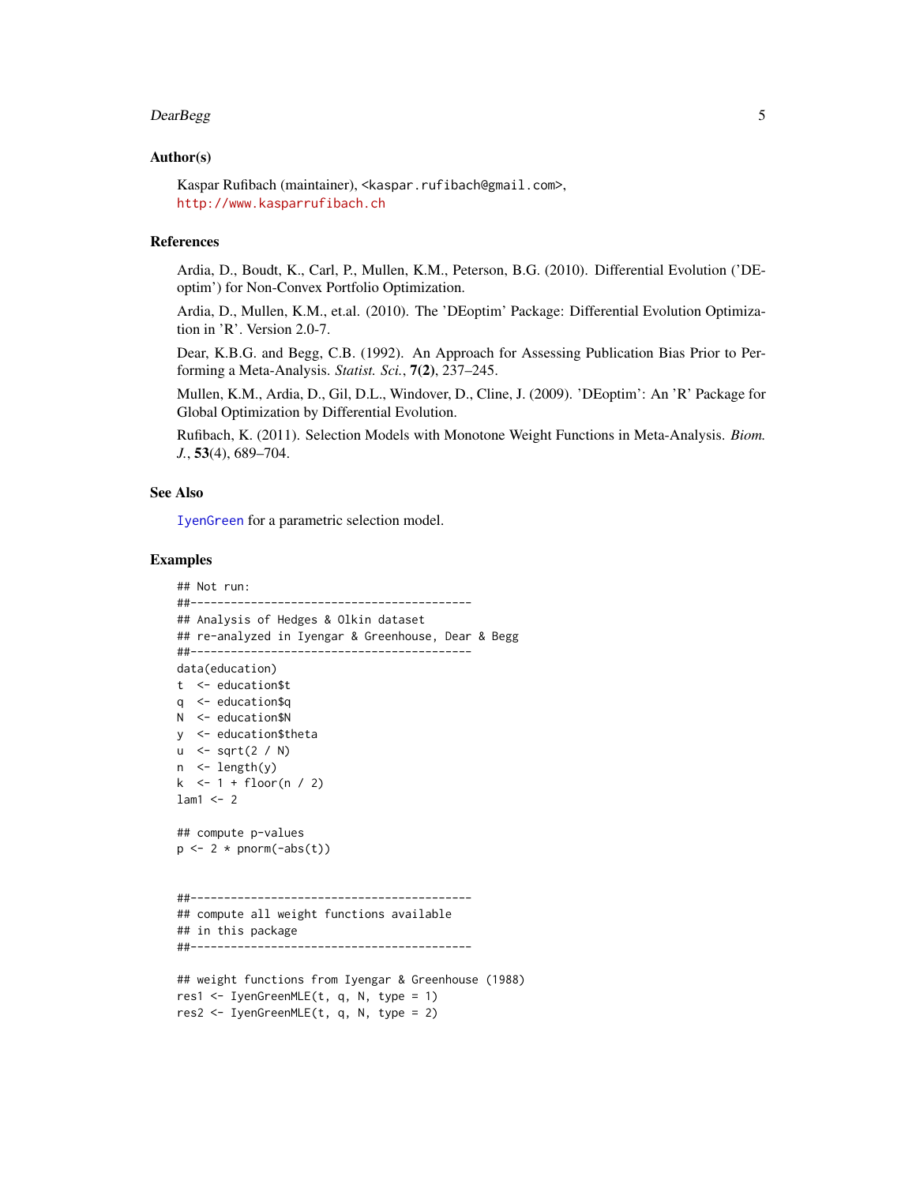### Author(s)

Kaspar Rufibach (maintainer), <kaspar.rufibach@gmail.com>,
http://www.kasparrufibach.ch

### References

Ardia, D., Boudt, K., Carl, P., Mullen, K.M., Peterson, B.G. (2010). Differential Evolution ('DEoptim') for Non-Convex Portfolio Optimization.

Ardia, D., Mullen, K.M., et.al. (2010). The 'DEoptim' Package: Differential Evolution Optimization in 'R'. Version 2.0-7.

Dear, K.B.G. and Begg, C.B. (1992). An Approach for Assessing Publication Bias Prior to Performing a Meta-Analysis. *Statist. Sci.*, **7(2)**, 237–245.

Mullen, K.M., Ardia, D., Gil, D.L., Windover, D., Cline, J. (2009). 'DEoptim': An 'R' Package for Global Optimization by Differential Evolution.

Rufibach, K. (2011). Selection Models with Monotone Weight Functions in Meta-Analysis. *Biom. J.*, **53**(4), 689–704.

### See Also

IyenGreen for a parametric selection model.

### Examples

```
## Not run:
##------------------------------------------
## Analysis of Hedges & Olkin dataset
## re-analyzed in Iyengar & Greenhouse, Dear & Begg
##------------------------------------------
data(education)
t  <- education$t
q  <- education$q
N  <- education$N
y  <- education$theta
u  <- sqrt(2 / N)
n  <- length(y)
k  <- 1 + floor(n / 2)
lam1 <- 2

## compute p-values
p <- 2 * pnorm(-abs(t))


##------------------------------------------
## compute all weight functions available
## in this package
##------------------------------------------

## weight functions from Iyengar & Greenhouse (1988)
res1 <- IyenGreenMLE(t, q, N, type = 1)
res2 <- IyenGreenMLE(t, q, N, type = 2)
```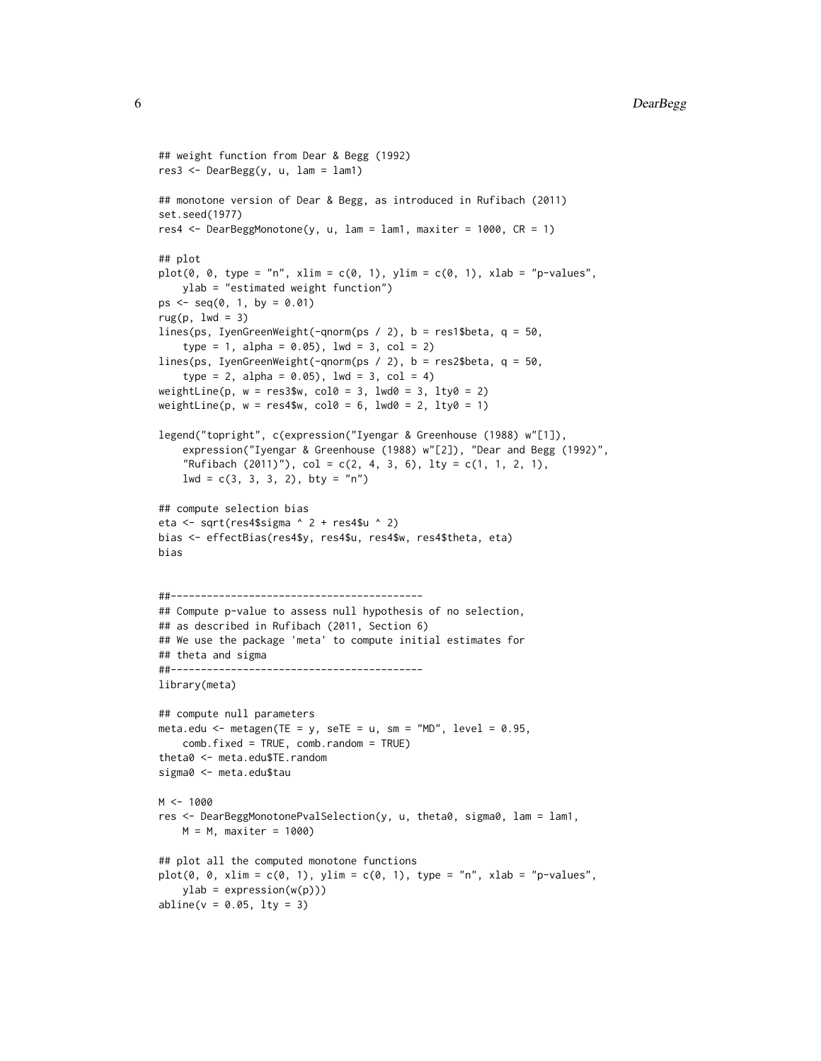```
## weight function from Dear & Begg (1992)
res3 <- DearBegg(y, u, lam = lam1)

## monotone version of Dear & Begg, as introduced in Rufibach (2011)
set.seed(1977)
res4 <- DearBeggMonotone(y, u, lam = lam1, maxiter = 1000, CR = 1)

## plot
plot(0, 0, type = "n", xlim = c(0, 1), ylim = c(0, 1), xlab = "p-values",
    ylab = "estimated weight function")
ps <- seq(0, 1, by = 0.01)
rug(p, lwd = 3)
lines(ps, IyenGreenWeight(-qnorm(ps / 2), b = res1$beta, q = 50,
    type = 1, alpha = 0.05), lwd = 3, col = 2)
lines(ps, IyenGreenWeight(-qnorm(ps / 2), b = res2$beta, q = 50,
    type = 2, alpha = 0.05), lwd = 3, col = 4)
weightLine(p, w = res3$w, col0 = 3, lwd0 = 3, lty0 = 2)
weightLine(p, w = res4$w, col0 = 6, lwd0 = 2, lty0 = 1)

legend("topright", c(expression("Iyengar & Greenhouse (1988) w"[1]),
    expression("Iyengar & Greenhouse (1988) w"[2]), "Dear and Begg (1992)",
    "Rufibach (2011)"), col = c(2, 4, 3, 6), lty = c(1, 1, 2, 1),
    lwd = c(3, 3, 3, 2), bty = "n")

## compute selection bias
eta <- sqrt(res4$sigma ^ 2 + res4$u ^ 2)
bias <- effectBias(res4$y, res4$u, res4$w, res4$theta, eta)
bias


##------------------------------------------
## Compute p-value to assess null hypothesis of no selection,
## as described in Rufibach (2011, Section 6)
## We use the package 'meta' to compute initial estimates for
## theta and sigma
##------------------------------------------
library(meta)

## compute null parameters
meta.edu <- metagen(TE = y, seTE = u, sm = "MD", level = 0.95,
    comb.fixed = TRUE, comb.random = TRUE)
theta0 <- meta.edu$TE.random
sigma0 <- meta.edu$tau

M <- 1000
res <- DearBeggMonotonePvalSelection(y, u, theta0, sigma0, lam = lam1,
    M = M, maxiter = 1000)

## plot all the computed monotone functions
plot(0, 0, xlim = c(0, 1), ylim = c(0, 1), type = "n", xlab = "p-values",
    ylab = expression(w(p)))
abline(v = 0.05, lty = 3)
```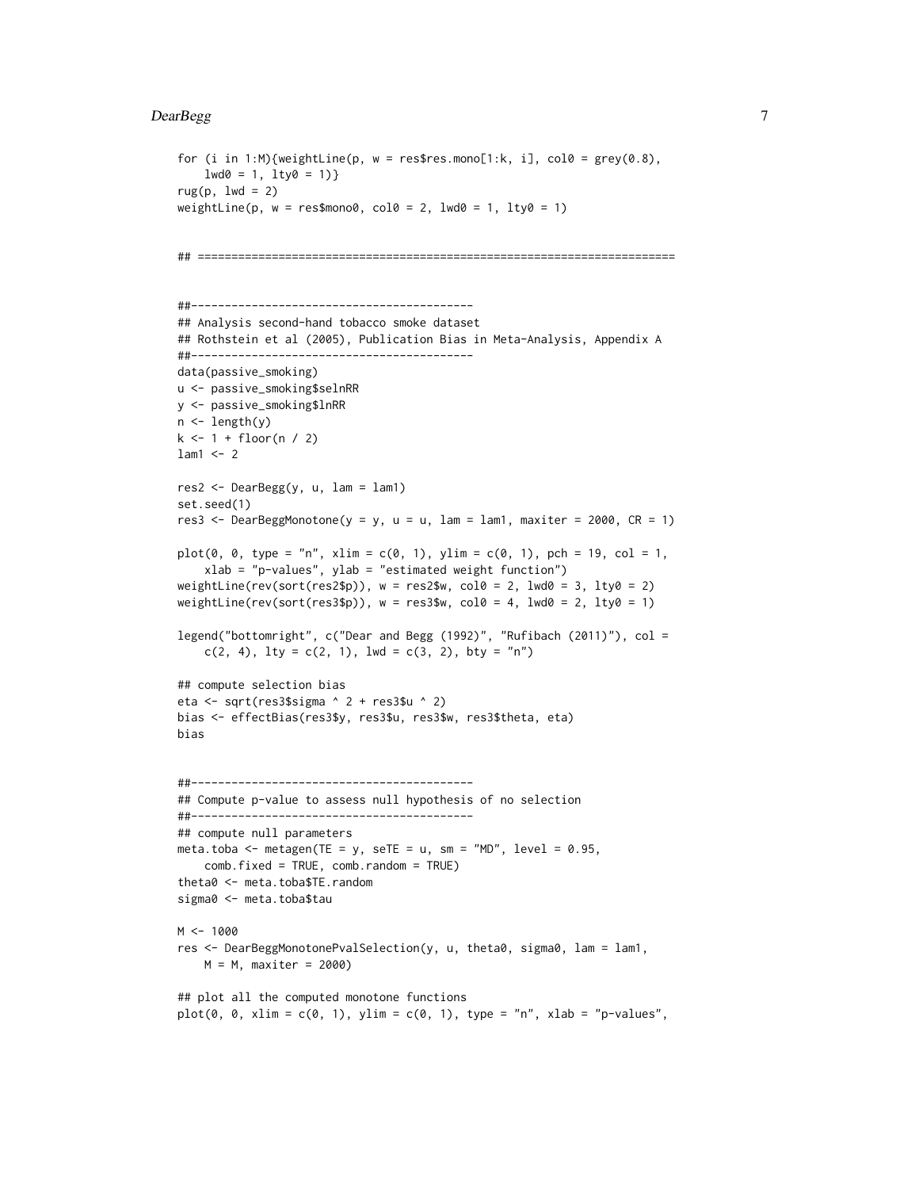```
for (i in 1:M){weightLine(p, w = res$res.mono[1:k, i], col0 = grey(0.8),
    lwd0 = 1, lty0 = 1)}
rug(p, lwd = 2)
weightLine(p, w = res$mono0, col0 = 2, lwd0 = 1, lty0 = 1)


## ======================================================================


##------------------------------------------
## Analysis second-hand tobacco smoke dataset
## Rothstein et al (2005), Publication Bias in Meta-Analysis, Appendix A
##------------------------------------------
data(passive_smoking)
u <- passive_smoking$selnRR
y <- passive_smoking$lnRR
n <- length(y)
k <- 1 + floor(n / 2)
lam1 <- 2

res2 <- DearBegg(y, u, lam = lam1)
set.seed(1)
res3 <- DearBeggMonotone(y = y, u = u, lam = lam1, maxiter = 2000, CR = 1)

plot(0, 0, type = "n", xlim = c(0, 1), ylim = c(0, 1), pch = 19, col = 1,
    xlab = "p-values", ylab = "estimated weight function")
weightLine(rev(sort(res2$p)), w = res2$w, col0 = 2, lwd0 = 3, lty0 = 2)
weightLine(rev(sort(res3$p)), w = res3$w, col0 = 4, lwd0 = 2, lty0 = 1)

legend("bottomright", c("Dear and Begg (1992)", "Rufibach (2011)"), col =
    c(2, 4), lty = c(2, 1), lwd = c(3, 2), bty = "n")

## compute selection bias
eta <- sqrt(res3$sigma ^ 2 + res3$u ^ 2)
bias <- effectBias(res3$y, res3$u, res3$w, res3$theta, eta)
bias


##------------------------------------------
## Compute p-value to assess null hypothesis of no selection
##------------------------------------------
## compute null parameters
meta.toba <- metagen(TE = y, seTE = u, sm = "MD", level = 0.95,
    comb.fixed = TRUE, comb.random = TRUE)
theta0 <- meta.toba$TE.random
sigma0 <- meta.toba$tau

M <- 1000
res <- DearBeggMonotonePvalSelection(y, u, theta0, sigma0, lam = lam1,
    M = M, maxiter = 2000)

## plot all the computed monotone functions
plot(0, 0, xlim = c(0, 1), ylim = c(0, 1), type = "n", xlab = "p-values",
```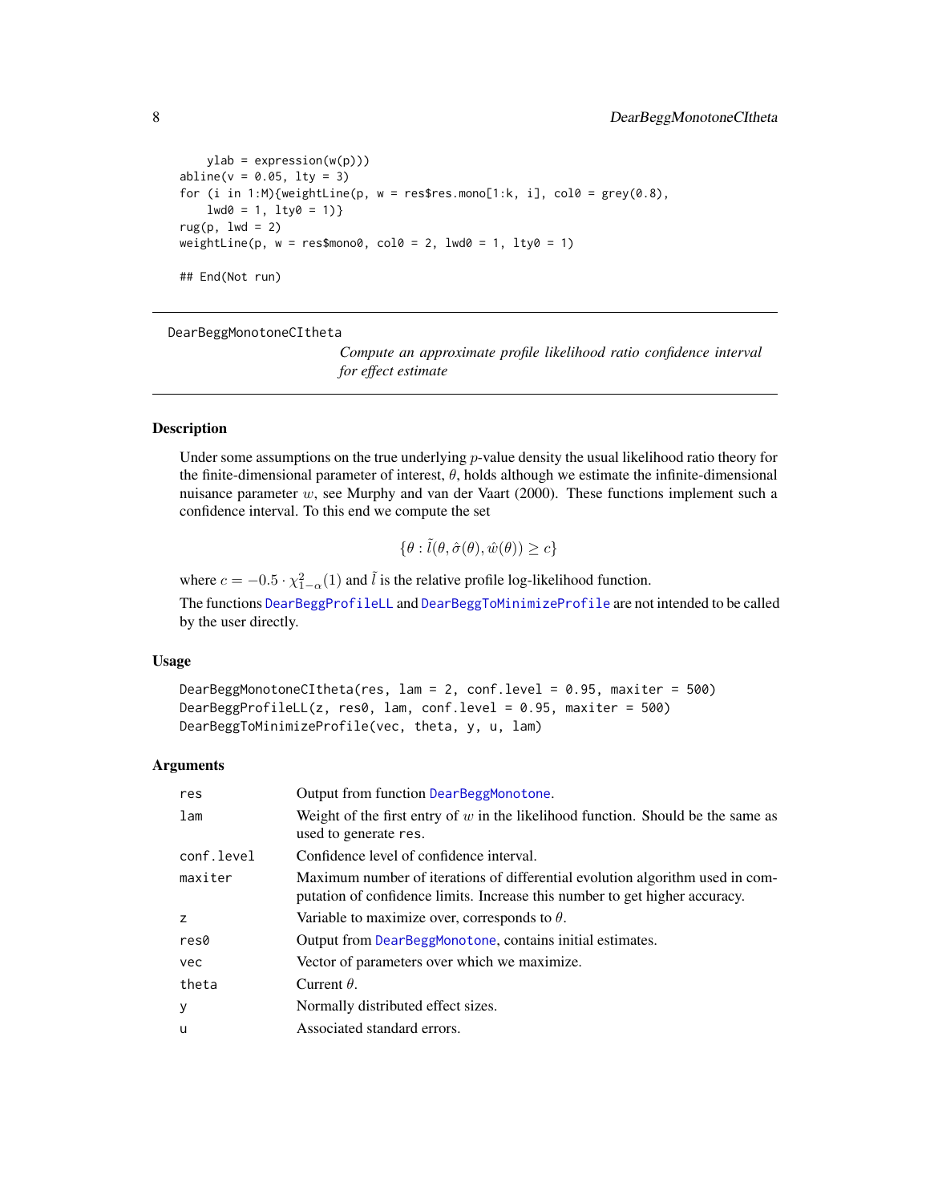```
    ylab = expression(w(p)))
abline(v = 0.05, lty = 3)
for (i in 1:M){weightLine(p, w = res$res.mono[1:k, i], col0 = grey(0.8),
    lwd0 = 1, lty0 = 1)}
rug(p, lwd = 2)
weightLine(p, w = res$mono0, col0 = 2, lwd0 = 1, lty0 = 1)

## End(Not run)
```

---

DearBeggMonotoneCItheta — *Compute an approximate profile likelihood ratio confidence interval for effect estimate*

---

## Description

Under some assumptions on the true underlying $p$-value density the usual likelihood ratio theory for the finite-dimensional parameter of interest, $\theta$, holds although we estimate the infinite-dimensional nuisance parameter $w$, see Murphy and van der Vaart (2000). These functions implement such a confidence interval. To this end we compute the set

$$\{\theta : \tilde{l}(\theta, \hat{\sigma}(\theta), \hat{w}(\theta)) \ge c\}$$

where $c = -0.5 \cdot \chi^2_{1-\alpha}(1)$ and $\tilde{l}$ is the relative profile log-likelihood function.

The functions DearBeggProfileLL and DearBeggToMinimizeProfile are not intended to be called by the user directly.

## Usage

```
DearBeggMonotoneCItheta(res, lam = 2, conf.level = 0.95, maxiter = 500)
DearBeggProfileLL(z, res0, lam, conf.level = 0.95, maxiter = 500)
DearBeggToMinimizeProfile(vec, theta, y, u, lam)
```

## Arguments

| | |
|---|---|
| res | Output from function DearBeggMonotone. |
| lam | Weight of the first entry of $w$ in the likelihood function. Should be the same as used to generate res. |
| conf.level | Confidence level of confidence interval. |
| maxiter | Maximum number of iterations of differential evolution algorithm used in computation of confidence limits. Increase this number to get higher accuracy. |
| z | Variable to maximize over, corresponds to $\theta$. |
| res0 | Output from DearBeggMonotone, contains initial estimates. |
| vec | Vector of parameters over which we maximize. |
| theta | Current $\theta$. |
| y | Normally distributed effect sizes. |
| u | Associated standard errors. |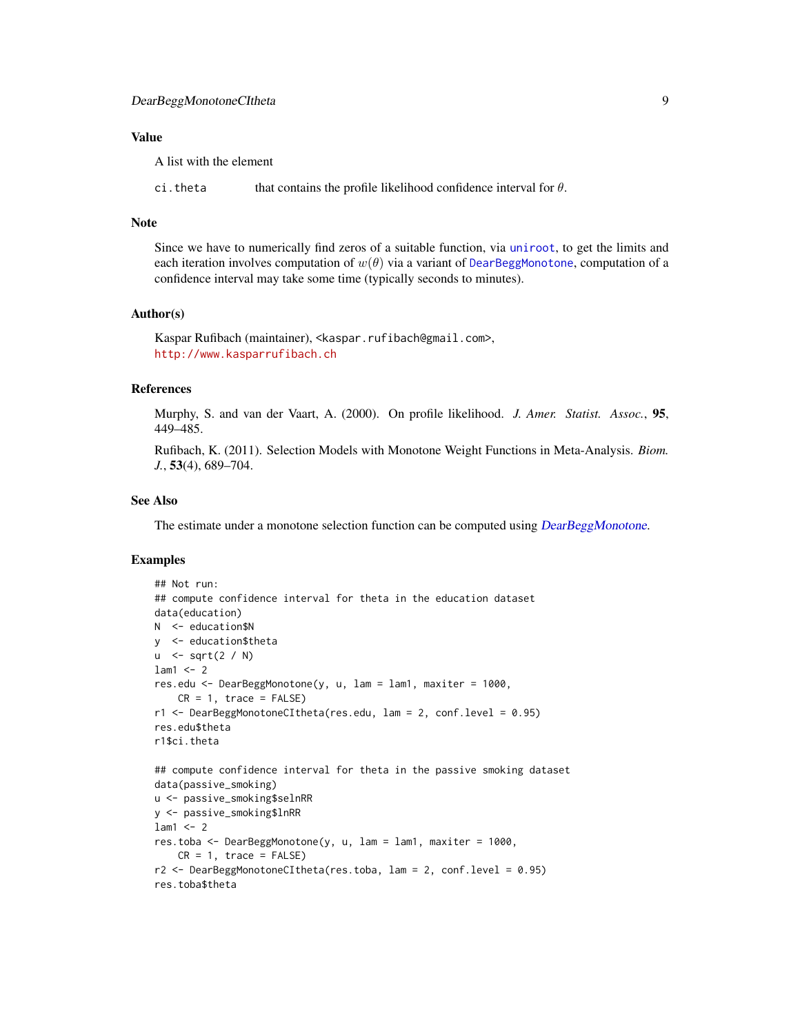## Value

A list with the element

ci.theta — that contains the profile likelihood confidence interval for $\theta$.

## Note

Since we have to numerically find zeros of a suitable function, via `uniroot`, to get the limits and each iteration involves computation of $w(\theta)$ via a variant of `DearBeggMonotone`, computation of a confidence interval may take some time (typically seconds to minutes).

## Author(s)

Kaspar Rufibach (maintainer), <kaspar.rufibach@gmail.com>,
http://www.kasparrufibach.ch

## References

Murphy, S. and van der Vaart, A. (2000). On profile likelihood. *J. Amer. Statist. Assoc.*, **95**, 449–485.

Rufibach, K. (2011). Selection Models with Monotone Weight Functions in Meta-Analysis. *Biom. J.*, **53**(4), 689–704.

## See Also

The estimate under a monotone selection function can be computed using *DearBeggMonotone*.

## Examples

```
## Not run:
## compute confidence interval for theta in the education dataset
data(education)
N  <- education$N
y  <- education$theta
u  <- sqrt(2 / N)
lam1 <- 2
res.edu <- DearBeggMonotone(y, u, lam = lam1, maxiter = 1000,
    CR = 1, trace = FALSE)
r1 <- DearBeggMonotoneCItheta(res.edu, lam = 2, conf.level = 0.95)
res.edu$theta
r1$ci.theta

## compute confidence interval for theta in the passive smoking dataset
data(passive_smoking)
u <- passive_smoking$selnRR
y <- passive_smoking$lnRR
lam1 <- 2
res.toba <- DearBeggMonotone(y, u, lam = lam1, maxiter = 1000,
    CR = 1, trace = FALSE)
r2 <- DearBeggMonotoneCItheta(res.toba, lam = 2, conf.level = 0.95)
res.toba$theta
```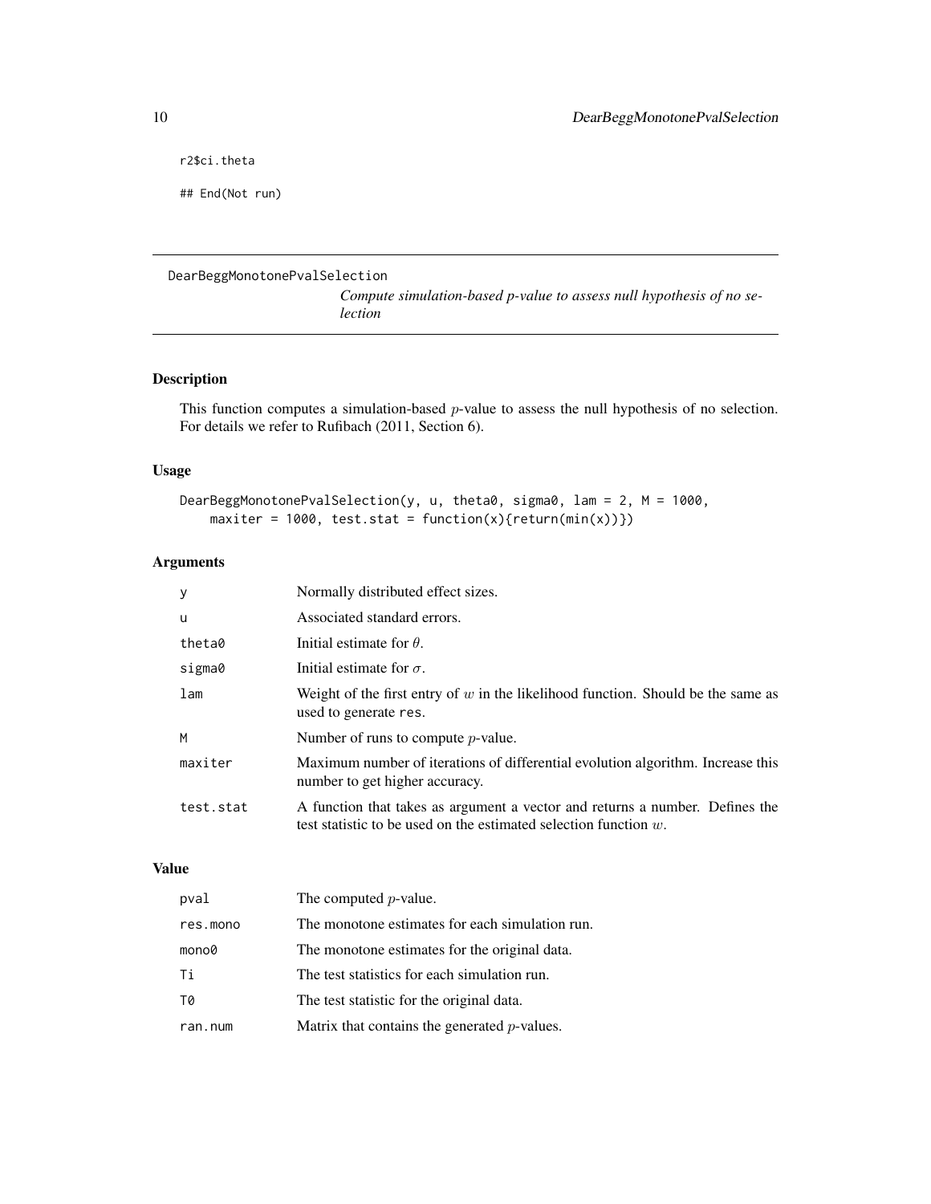```
r2$ci.theta

## End(Not run)
```

---

DearBeggMonotonePvalSelection

*Compute simulation-based p-value to assess null hypothesis of no selection*

---

## Description

This function computes a simulation-based $p$-value to assess the null hypothesis of no selection. For details we refer to Rufibach (2011, Section 6).

## Usage

```
DearBeggMonotonePvalSelection(y, u, theta0, sigma0, lam = 2, M = 1000,
    maxiter = 1000, test.stat = function(x){return(min(x))})
```

## Arguments

| | |
|---|---|
| y | Normally distributed effect sizes. |
| u | Associated standard errors. |
| theta0 | Initial estimate for $\theta$. |
| sigma0 | Initial estimate for $\sigma$. |
| lam | Weight of the first entry of $w$ in the likelihood function. Should be the same as used to generate res. |
| M | Number of runs to compute $p$-value. |
| maxiter | Maximum number of iterations of differential evolution algorithm. Increase this number to get higher accuracy. |
| test.stat | A function that takes as argument a vector and returns a number. Defines the test statistic to be used on the estimated selection function $w$. |

## Value

| | |
|---|---|
| pval | The computed $p$-value. |
| res.mono | The monotone estimates for each simulation run. |
| mono0 | The monotone estimates for the original data. |
| Ti | The test statistics for each simulation run. |
| T0 | The test statistic for the original data. |
| ran.num | Matrix that contains the generated $p$-values. |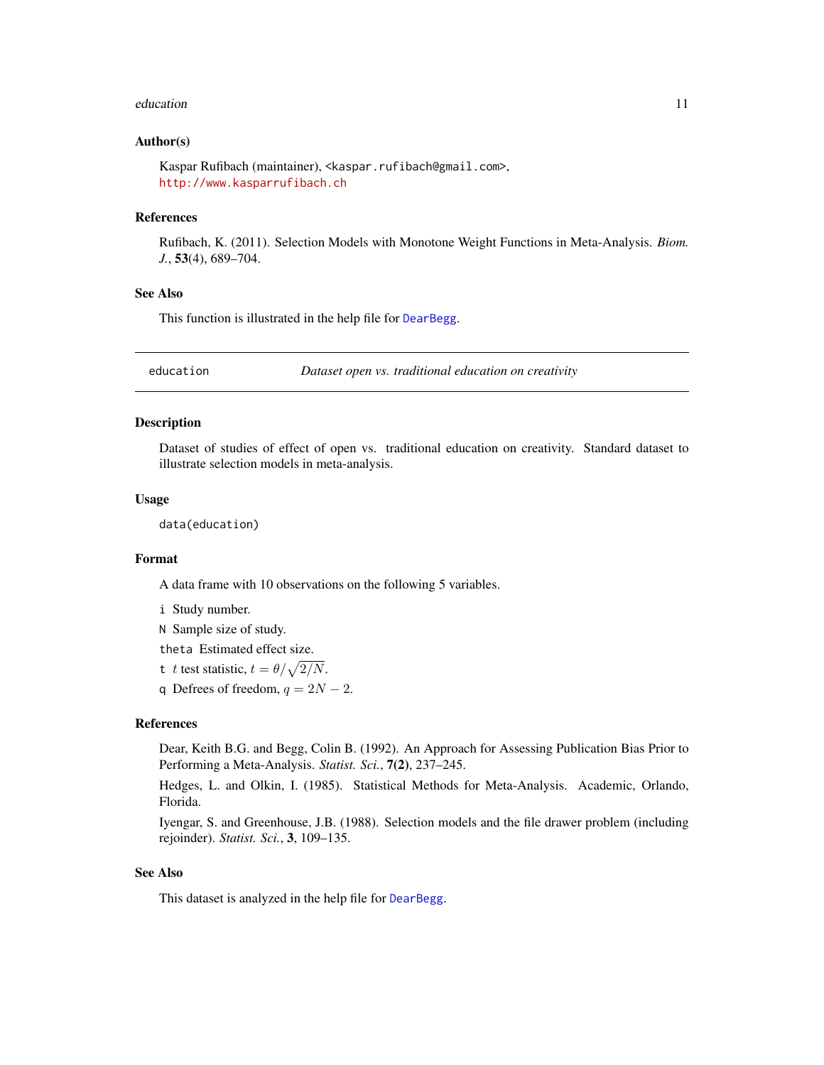### Author(s)

Kaspar Rufibach (maintainer), <kaspar.rufibach@gmail.com>,
http://www.kasparrufibach.ch

### References

Rufibach, K. (2011). Selection Models with Monotone Weight Functions in Meta-Analysis. *Biom. J.*, **53**(4), 689–704.

### See Also

This function is illustrated in the help file for DearBegg.

---

## education — *Dataset open vs. traditional education on creativity*

### Description

Dataset of studies of effect of open vs. traditional education on creativity. Standard dataset to illustrate selection models in meta-analysis.

### Usage

```
data(education)
```

### Format

A data frame with 10 observations on the following 5 variables.

- `i` Study number.
- `N` Sample size of study.
- `theta` Estimated effect size.
- `t` $t$ test statistic, $t = \theta/\sqrt{2/N}$.
- `q` Defrees of freedom, $q = 2N - 2$.

### References

Dear, Keith B.G. and Begg, Colin B. (1992). An Approach for Assessing Publication Bias Prior to Performing a Meta-Analysis. *Statist. Sci.*, **7(2)**, 237–245.

Hedges, L. and Olkin, I. (1985). Statistical Methods for Meta-Analysis. Academic, Orlando, Florida.

Iyengar, S. and Greenhouse, J.B. (1988). Selection models and the file drawer problem (including rejoinder). *Statist. Sci.*, **3**, 109–135.

### See Also

This dataset is analyzed in the help file for DearBegg.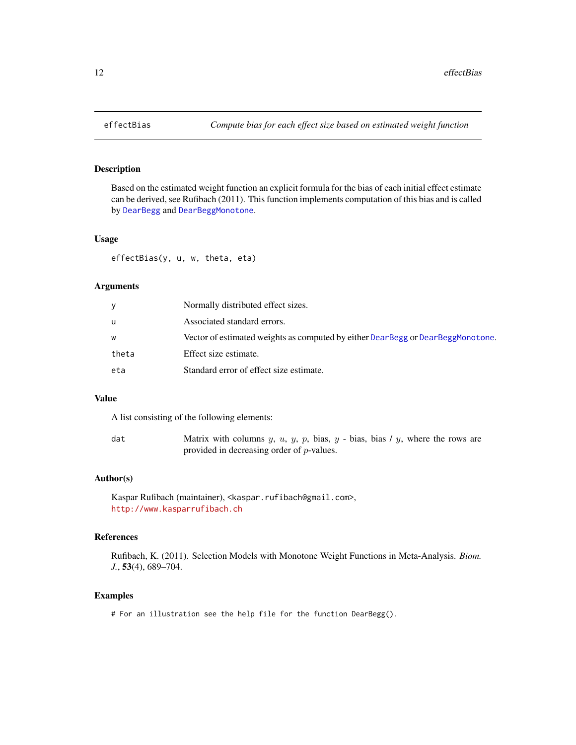# effectBias — *Compute bias for each effect size based on estimated weight function*

## Description

Based on the estimated weight function an explicit formula for the bias of each initial effect estimate can be derived, see Rufibach (2011). This function implements computation of this bias and is called by `DearBegg` and `DearBeggMonotone`.

## Usage

```
effectBias(y, u, w, theta, eta)
```

## Arguments

| | |
|---|---|
| `y` | Normally distributed effect sizes. |
| `u` | Associated standard errors. |
| `w` | Vector of estimated weights as computed by either `DearBegg` or `DearBeggMonotone`. |
| `theta` | Effect size estimate. |
| `eta` | Standard error of effect size estimate. |

## Value

A list consisting of the following elements:

| | |
|---|---|
| `dat` | Matrix with columns $y$, $u$, $y$, $p$, bias, $y$ - bias, bias / $y$, where the rows are provided in decreasing order of $p$-values. |

## Author(s)

Kaspar Rufibach (maintainer), <kaspar.rufibach@gmail.com>,
http://www.kasparrufibach.ch

## References

Rufibach, K. (2011). Selection Models with Monotone Weight Functions in Meta-Analysis. *Biom. J.*, **53**(4), 689–704.

## Examples

```
# For an illustration see the help file for the function DearBegg().
```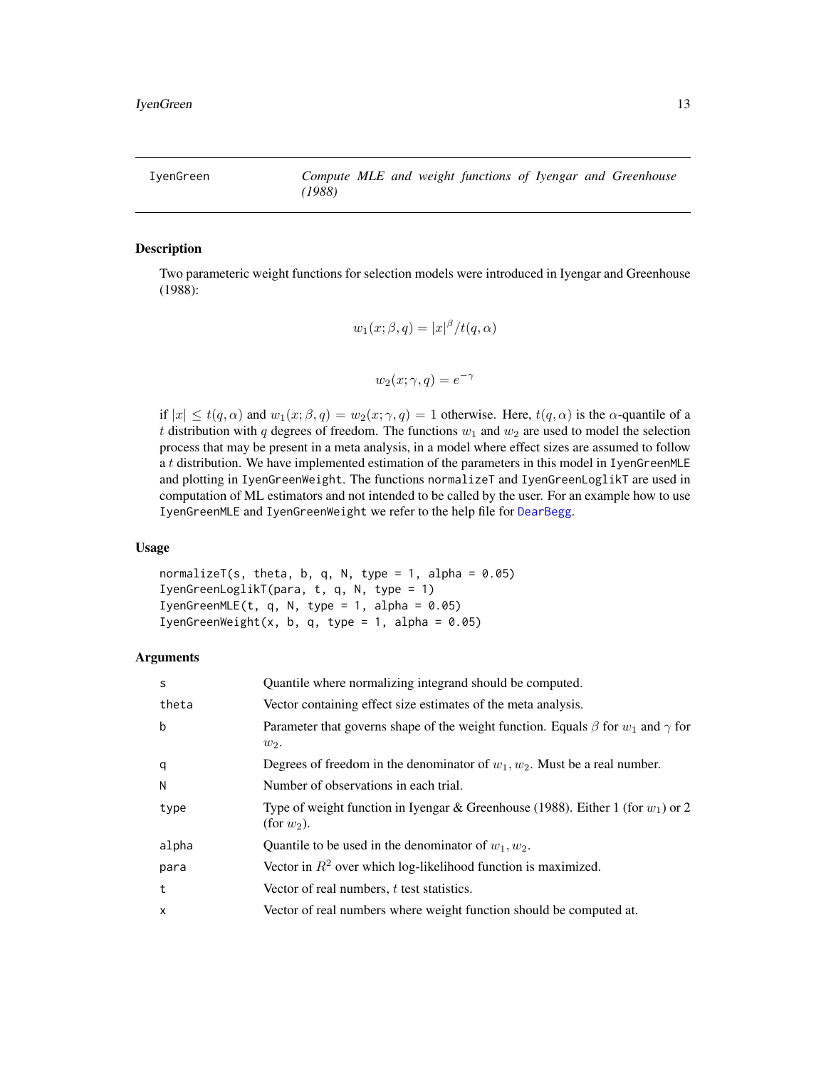| IyenGreen | *Compute MLE and weight functions of Iyengar and Greenhouse (1988)* |
|---|---|

## Description

Two parameteric weight functions for selection models were introduced in Iyengar and Greenhouse (1988):

$$w_1(x; \beta, q) = |x|^\beta / t(q, \alpha)$$

$$w_2(x; \gamma, q) = e^{-\gamma}$$

if $|x| \leq t(q, \alpha)$ and $w_1(x; \beta, q) = w_2(x; \gamma, q) = 1$ otherwise. Here, $t(q, \alpha)$ is the $\alpha$-quantile of a $t$ distribution with $q$ degrees of freedom. The functions $w_1$ and $w_2$ are used to model the selection process that may be present in a meta analysis, in a model where effect sizes are assumed to follow a $t$ distribution. We have implemented estimation of the parameters in this model in `IyenGreenMLE` and plotting in `IyenGreenWeight`. The functions `normalizeT` and `IyenGreenLoglikT` are used in computation of ML estimators and not intended to be called by the user. For an example how to use `IyenGreenMLE` and `IyenGreenWeight` we refer to the help file for `DearBegg`.

## Usage

```
normalizeT(s, theta, b, q, N, type = 1, alpha = 0.05)
IyenGreenLoglikT(para, t, q, N, type = 1)
IyenGreenMLE(t, q, N, type = 1, alpha = 0.05)
IyenGreenWeight(x, b, q, type = 1, alpha = 0.05)
```

## Arguments

| | |
|---|---|
| `s` | Quantile where normalizing integrand should be computed. |
| `theta` | Vector containing effect size estimates of the meta analysis. |
| `b` | Parameter that governs shape of the weight function. Equals $\beta$ for $w_1$ and $\gamma$ for $w_2$. |
| `q` | Degrees of freedom in the denominator of $w_1, w_2$. Must be a real number. |
| `N` | Number of observations in each trial. |
| `type` | Type of weight function in Iyengar & Greenhouse (1988). Either 1 (for $w_1$) or 2 (for $w_2$). |
| `alpha` | Quantile to be used in the denominator of $w_1, w_2$. |
| `para` | Vector in $R^2$ over which log-likelihood function is maximized. |
| `t` | Vector of real numbers, $t$ test statistics. |
| `x` | Vector of real numbers where weight function should be computed at. |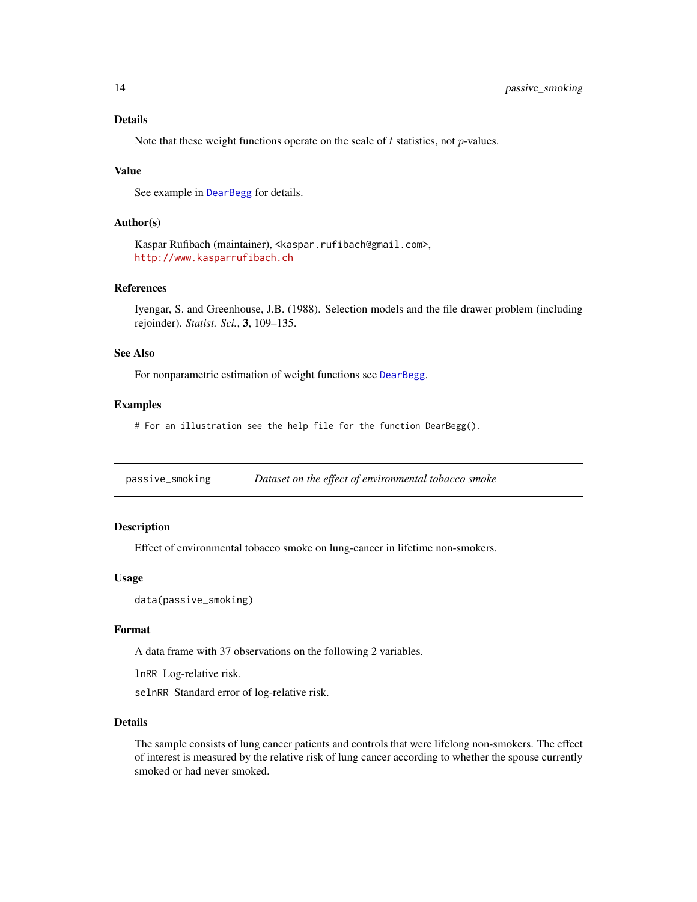### Details

Note that these weight functions operate on the scale of $t$ statistics, not $p$-values.

### Value

See example in DearBegg for details.

### Author(s)

Kaspar Rufibach (maintainer), <kaspar.rufibach@gmail.com>,
http://www.kasparrufibach.ch

### References

Iyengar, S. and Greenhouse, J.B. (1988). Selection models and the file drawer problem (including rejoinder). *Statist. Sci.*, **3**, 109–135.

### See Also

For nonparametric estimation of weight functions see DearBegg.

### Examples

```
# For an illustration see the help file for the function DearBegg().
```

---

## passive_smoking — *Dataset on the effect of environmental tobacco smoke*

---

### Description

Effect of environmental tobacco smoke on lung-cancer in lifetime non-smokers.

### Usage

```
data(passive_smoking)
```

### Format

A data frame with 37 observations on the following 2 variables.

`lnRR` Log-relative risk.

`selnRR` Standard error of log-relative risk.

### Details

The sample consists of lung cancer patients and controls that were lifelong non-smokers. The effect of interest is measured by the relative risk of lung cancer according to whether the spouse currently smoked or had never smoked.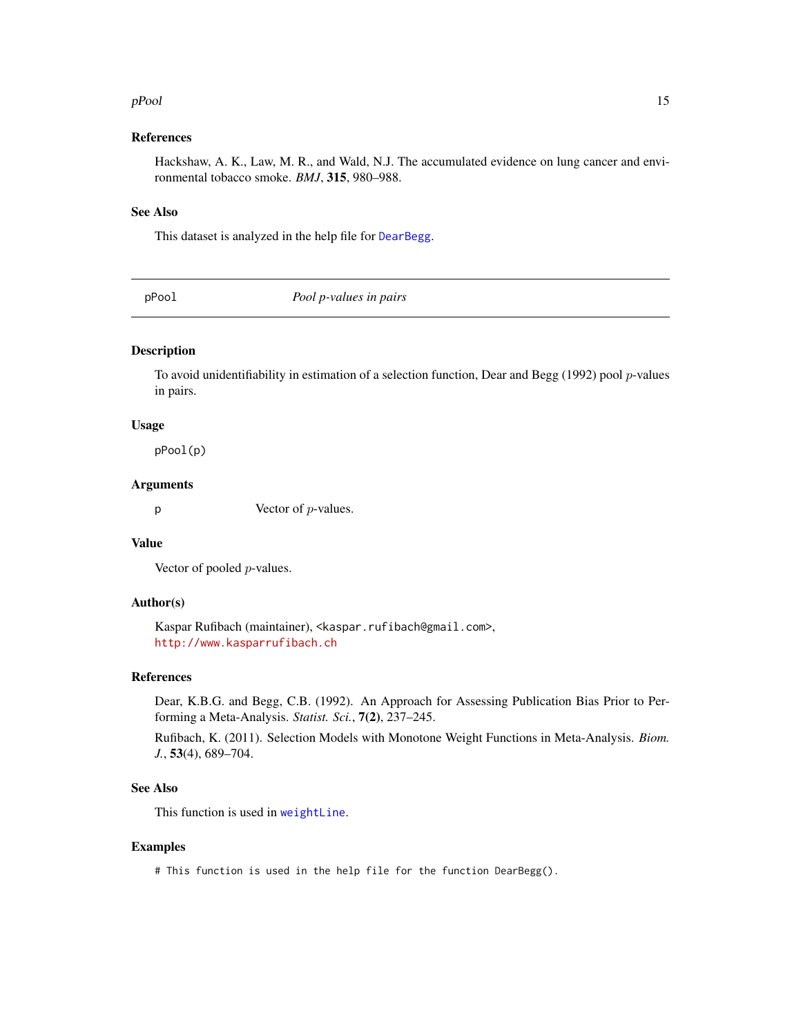### References

Hackshaw, A. K., Law, M. R., and Wald, N.J. The accumulated evidence on lung cancer and environmental tobacco smoke. *BMJ*, **315**, 980–988.

### See Also

This dataset is analyzed in the help file for DearBegg.

---

## pPool — *Pool p-values in pairs*

---

### Description

To avoid unidentifiability in estimation of a selection function, Dear and Begg (1992) pool $p$-values in pairs.

### Usage

```
pPool(p)
```

### Arguments

| | |
|---|---|
| p | Vector of $p$-values. |

### Value

Vector of pooled $p$-values.

### Author(s)

Kaspar Rufibach (maintainer), <kaspar.rufibach@gmail.com>,
http://www.kasparrufibach.ch

### References

Dear, K.B.G. and Begg, C.B. (1992). An Approach for Assessing Publication Bias Prior to Performing a Meta-Analysis. *Statist. Sci.*, **7(2)**, 237–245.

Rufibach, K. (2011). Selection Models with Monotone Weight Functions in Meta-Analysis. *Biom. J.*, **53**(4), 689–704.

### See Also

This function is used in weightLine.

### Examples

```
# This function is used in the help file for the function DearBegg().
```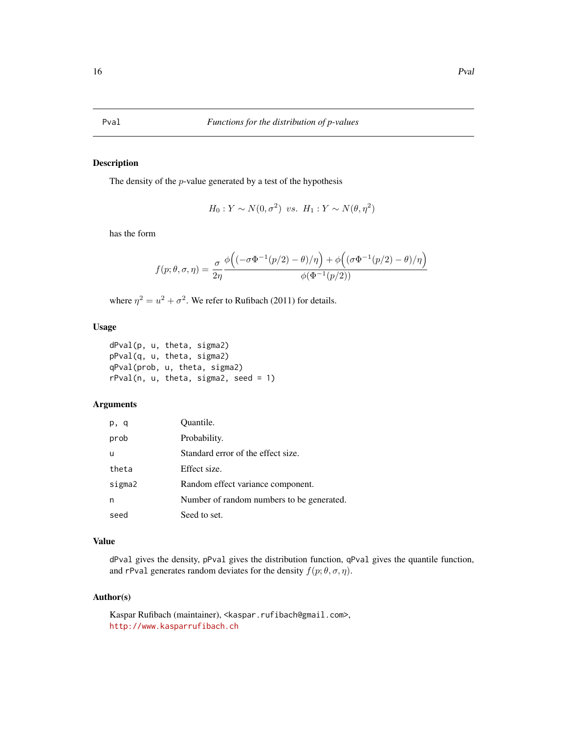## Pval — *Functions for the distribution of p-values*

### Description

The density of the $p$-value generated by a test of the hypothesis

$$H_0 : Y \sim N(0, \sigma^2) \;\; vs. \;\; H_1 : Y \sim N(\theta, \eta^2)$$

has the form

$$f(p; \theta, \sigma, \eta) = \frac{\sigma}{2\eta} \frac{\phi\Big((-\sigma\Phi^{-1}(p/2) - \theta)/\eta\Big) + \phi\Big((\sigma\Phi^{-1}(p/2) - \theta)/\eta\Big)}{\phi(\Phi^{-1}(p/2))}$$

where $\eta^2 = u^2 + \sigma^2$. We refer to Rufibach (2011) for details.

### Usage

```
dPval(p, u, theta, sigma2)
pPval(q, u, theta, sigma2)
qPval(prob, u, theta, sigma2)
rPval(n, u, theta, sigma2, seed = 1)
```

### Arguments

| | |
|---|---|
| p, q | Quantile. |
| prob | Probability. |
| u | Standard error of the effect size. |
| theta | Effect size. |
| sigma2 | Random effect variance component. |
| n | Number of random numbers to be generated. |
| seed | Seed to set. |

### Value

dPval gives the density, pPval gives the distribution function, qPval gives the quantile function, and rPval generates random deviates for the density $f(p; \theta, \sigma, \eta)$.

### Author(s)

Kaspar Rufibach (maintainer), <kaspar.rufibach@gmail.com>,
http://www.kasparrufibach.ch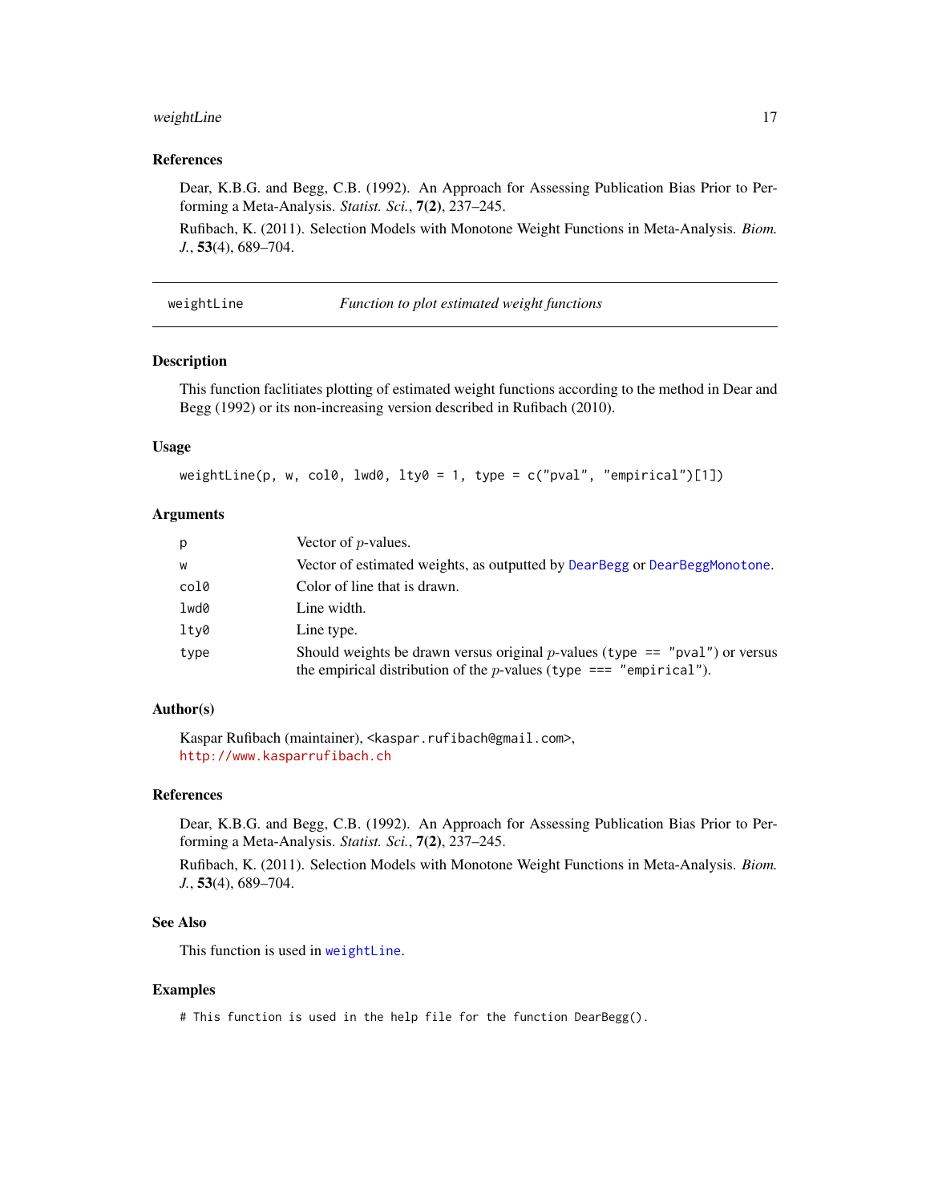## References

Dear, K.B.G. and Begg, C.B. (1992). An Approach for Assessing Publication Bias Prior to Performing a Meta-Analysis. *Statist. Sci.*, **7(2)**, 237–245.

Rufibach, K. (2011). Selection Models with Monotone Weight Functions in Meta-Analysis. *Biom. J.*, **53**(4), 689–704.

---

# weightLine — *Function to plot estimated weight functions*

## Description

This function faclitiates plotting of estimated weight functions according to the method in Dear and Begg (1992) or its non-increasing version described in Rufibach (2010).

## Usage

```
weightLine(p, w, col0, lwd0, lty0 = 1, type = c("pval", "empirical")[1])
```

## Arguments

| | |
|---|---|
| `p` | Vector of $p$-values. |
| `w` | Vector of estimated weights, as outputted by `DearBegg` or `DearBeggMonotone`. |
| `col0` | Color of line that is drawn. |
| `lwd0` | Line width. |
| `lty0` | Line type. |
| `type` | Should weights be drawn versus original $p$-values (`type == "pval"`) or versus the empirical distribution of the $p$-values (`type === "empirical"`). |

## Author(s)

Kaspar Rufibach (maintainer), <kaspar.rufibach@gmail.com>,
http://www.kasparrufibach.ch

## References

Dear, K.B.G. and Begg, C.B. (1992). An Approach for Assessing Publication Bias Prior to Performing a Meta-Analysis. *Statist. Sci.*, **7(2)**, 237–245.

Rufibach, K. (2011). Selection Models with Monotone Weight Functions in Meta-Analysis. *Biom. J.*, **53**(4), 689–704.

## See Also

This function is used in `weightLine`.

## Examples

```
# This function is used in the help file for the function DearBegg().
```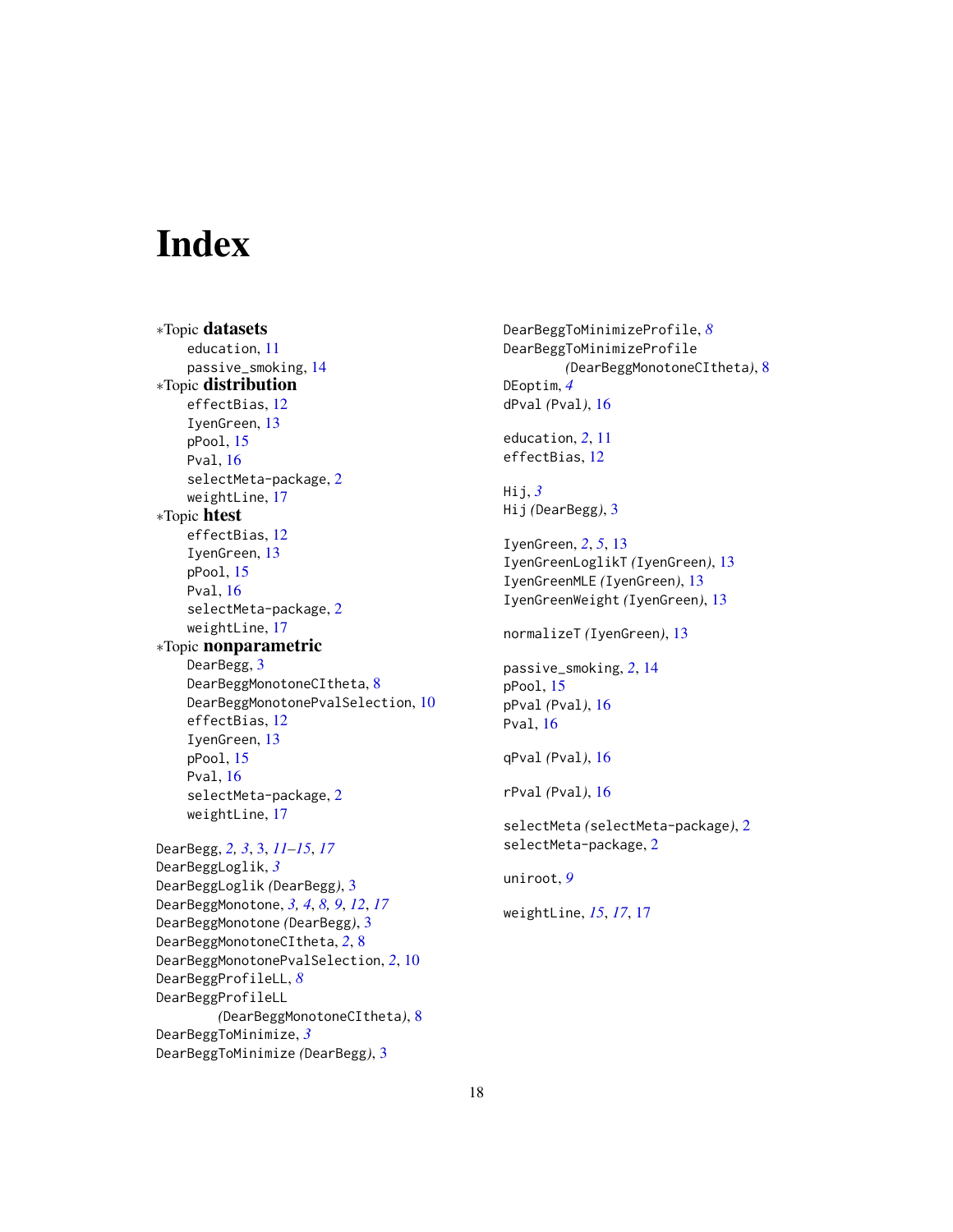# Index

*Topic **datasets**
- education, 11
- passive_smoking, 14

*Topic **distribution**
- effectBias, 12
- IyenGreen, 13
- pPool, 15
- Pval, 16
- selectMeta-package, 2
- weightLine, 17

*Topic **htest**
- effectBias, 12
- IyenGreen, 13
- pPool, 15
- Pval, 16
- selectMeta-package, 2
- weightLine, 17

*Topic **nonparametric**
- DearBegg, 3
- DearBeggMonotoneCItheta, 8
- DearBeggMonotonePvalSelection, 10
- effectBias, 12
- IyenGreen, 13
- pPool, 15
- Pval, 16
- selectMeta-package, 2
- weightLine, 17

DearBegg, *2, 3*, 3, *11–15*, *17*
DearBeggLoglik, *3*
DearBeggLoglik *(DearBegg)*, 3
DearBeggMonotone, *3, 4*, *8, 9*, *12*, *17*
DearBeggMonotone *(DearBegg)*, 3
DearBeggMonotoneCItheta, *2*, 8
DearBeggMonotonePvalSelection, *2*, 10
DearBeggProfileLL, *8*
DearBeggProfileLL *(DearBeggMonotoneCItheta)*, 8
DearBeggToMinimize, *3*
DearBeggToMinimize *(DearBegg)*, 3
DearBeggToMinimizeProfile, *8*
DearBeggToMinimizeProfile *(DearBeggMonotoneCItheta)*, 8
DEoptim, *4*
dPval *(Pval)*, 16

education, *2*, 11
effectBias, 12

Hij, *3*
Hij *(DearBegg)*, 3

IyenGreen, *2*, *5*, 13
IyenGreenLoglikT *(IyenGreen)*, 13
IyenGreenMLE *(IyenGreen)*, 13
IyenGreenWeight *(IyenGreen)*, 13

normalizeT *(IyenGreen)*, 13

passive_smoking, *2*, 14
pPool, 15
pPval *(Pval)*, 16
Pval, 16

qPval *(Pval)*, 16

rPval *(Pval)*, 16

selectMeta *(selectMeta-package)*, 2
selectMeta-package, 2

uniroot, *9*

weightLine, *15*, *17*, 17